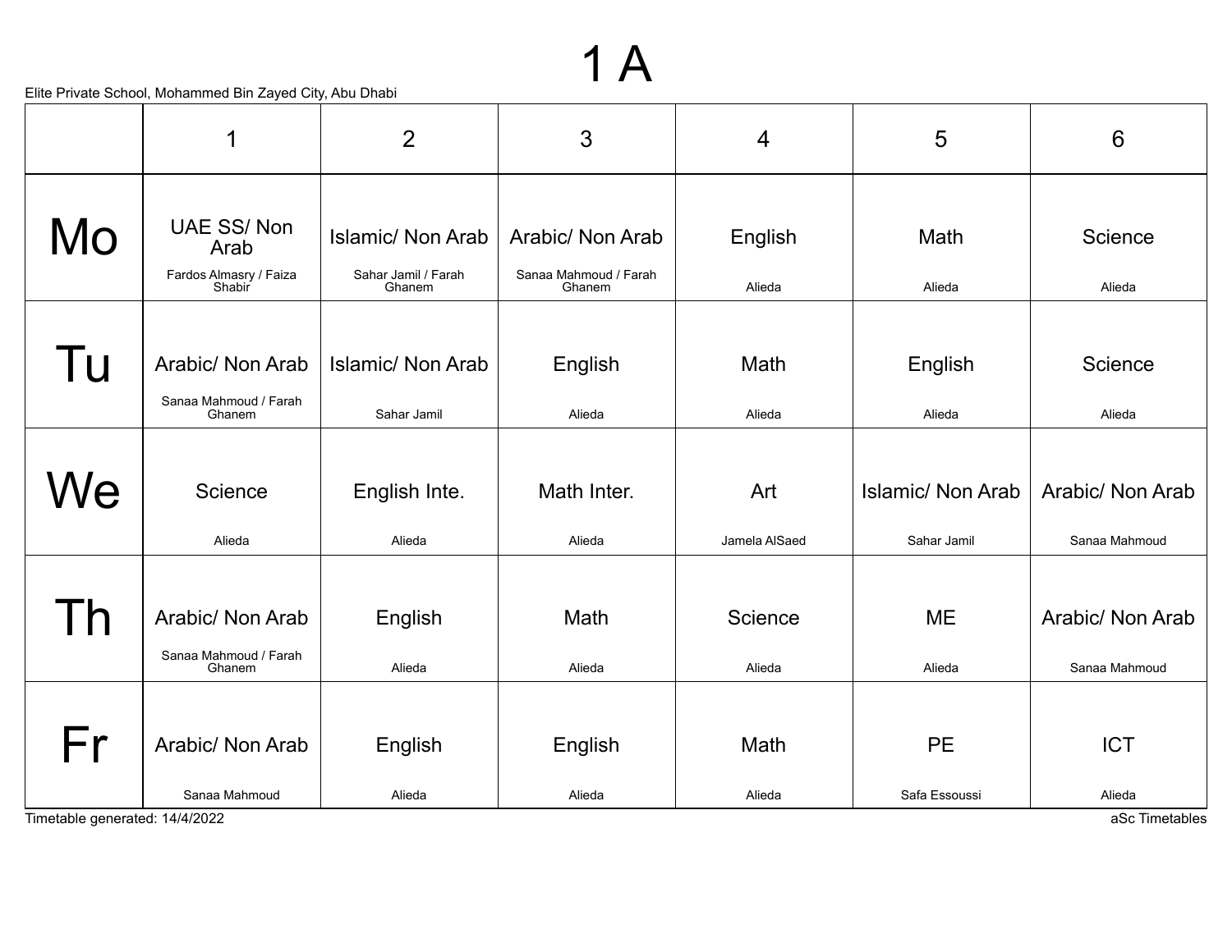# 1 A

Elite Private School, Mohammed Bin Zayed City, Abu Dhabi

| | 1 | 2 | 3 | 4 | 5 | 6 |
|---|---|---|---|---|---|---|
| Mo | UAE SS/ Non Arab<br>Fardos Almasry / Faiza Shabir | Islamic/ Non Arab<br>Sahar Jamil / Farah Ghanem | Arabic/ Non Arab<br>Sanaa Mahmoud / Farah Ghanem | English<br>Alieda | Math<br>Alieda | Science<br>Alieda |
| Tu | Arabic/ Non Arab<br>Sanaa Mahmoud / Farah Ghanem | Islamic/ Non Arab<br>Sahar Jamil | English<br>Alieda | Math<br>Alieda | English<br>Alieda | Science<br>Alieda |
| We | Science<br>Alieda | English Inte.<br>Alieda | Math Inter.<br>Alieda | Art<br>Jamela AlSaed | Islamic/ Non Arab<br>Sahar Jamil | Arabic/ Non Arab<br>Sanaa Mahmoud |
| Th | Arabic/ Non Arab<br>Sanaa Mahmoud / Farah Ghanem | English<br>Alieda | Math<br>Alieda | Science<br>Alieda | ME<br>Alieda | Arabic/ Non Arab<br>Sanaa Mahmoud |
| Fr | Arabic/ Non Arab<br>Sanaa Mahmoud | English<br>Alieda | English<br>Alieda | Math<br>Alieda | PE<br>Safa Essoussi | ICT<br>Alieda |

Timetable generated: 14/4/2022

aSc Timetables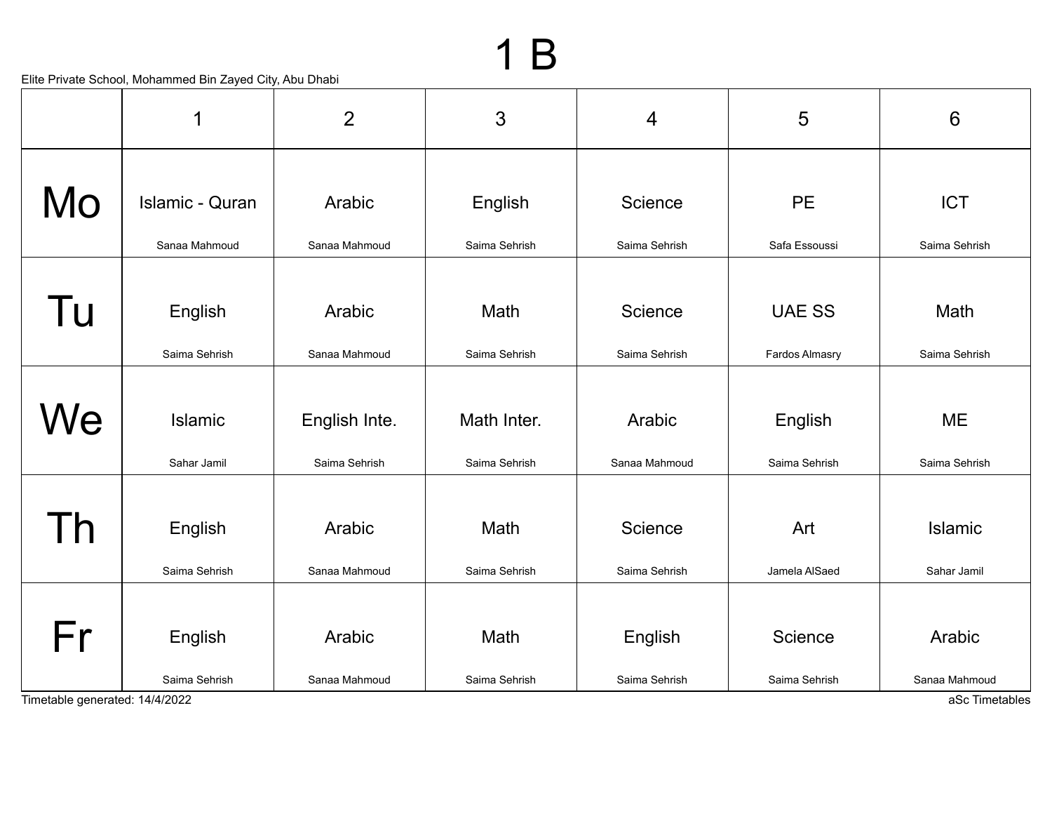# 1 B

Elite Private School, Mohammed Bin Zayed City, Abu Dhabi

| | 1 | 2 | 3 | 4 | 5 | 6 |
|---|---|---|---|---|---|---|
| Mo | Islamic - Quran<br>Sanaa Mahmoud | Arabic<br>Sanaa Mahmoud | English<br>Saima Sehrish | Science<br>Saima Sehrish | PE<br>Safa Essoussi | ICT<br>Saima Sehrish |
| Tu | English<br>Saima Sehrish | Arabic<br>Sanaa Mahmoud | Math<br>Saima Sehrish | Science<br>Saima Sehrish | UAE SS<br>Fardos Almasry | Math<br>Saima Sehrish |
| We | Islamic<br>Sahar Jamil | English Inte.<br>Saima Sehrish | Math Inter.<br>Saima Sehrish | Arabic<br>Sanaa Mahmoud | English<br>Saima Sehrish | ME<br>Saima Sehrish |
| Th | English<br>Saima Sehrish | Arabic<br>Sanaa Mahmoud | Math<br>Saima Sehrish | Science<br>Saima Sehrish | Art<br>Jamela AlSaed | Islamic<br>Sahar Jamil |
| Fr | English<br>Saima Sehrish | Arabic<br>Sanaa Mahmoud | Math<br>Saima Sehrish | English<br>Saima Sehrish | Science<br>Saima Sehrish | Arabic<br>Sanaa Mahmoud |

Timetable generated: 14/4/2022

aSc Timetables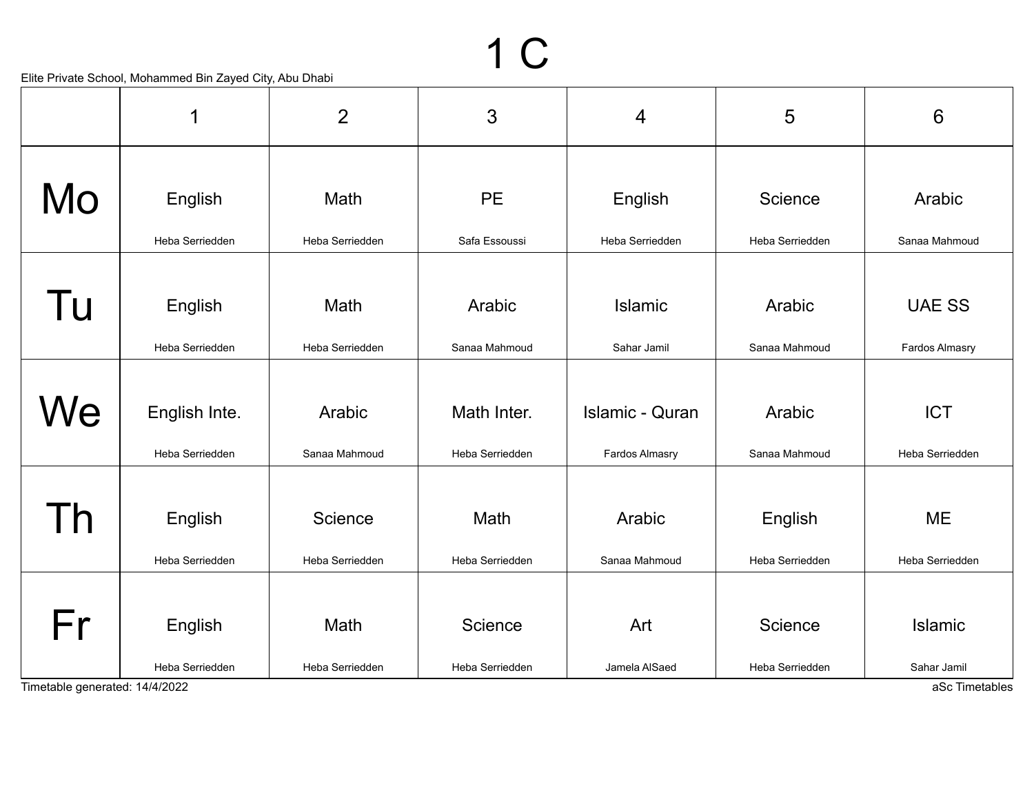# 1 C

Elite Private School, Mohammed Bin Zayed City, Abu Dhabi

| | 1 | 2 | 3 | 4 | 5 | 6 |
|---|---|---|---|---|---|---|
| Mo | English<br>Heba Serriedden | Math<br>Heba Serriedden | PE<br>Safa Essoussi | English<br>Heba Serriedden | Science<br>Heba Serriedden | Arabic<br>Sanaa Mahmoud |
| Tu | English<br>Heba Serriedden | Math<br>Heba Serriedden | Arabic<br>Sanaa Mahmoud | Islamic<br>Sahar Jamil | Arabic<br>Sanaa Mahmoud | UAE SS<br>Fardos Almasry |
| We | English Inte.<br>Heba Serriedden | Arabic<br>Sanaa Mahmoud | Math Inter.<br>Heba Serriedden | Islamic - Quran<br>Fardos Almasry | Arabic<br>Sanaa Mahmoud | ICT<br>Heba Serriedden |
| Th | English<br>Heba Serriedden | Science<br>Heba Serriedden | Math<br>Heba Serriedden | Arabic<br>Sanaa Mahmoud | English<br>Heba Serriedden | ME<br>Heba Serriedden |
| Fr | English<br>Heba Serriedden | Math<br>Heba Serriedden | Science<br>Heba Serriedden | Art<br>Jamela AlSaed | Science<br>Heba Serriedden | Islamic<br>Sahar Jamil |

Timetable generated: 14/4/2022

aSc Timetables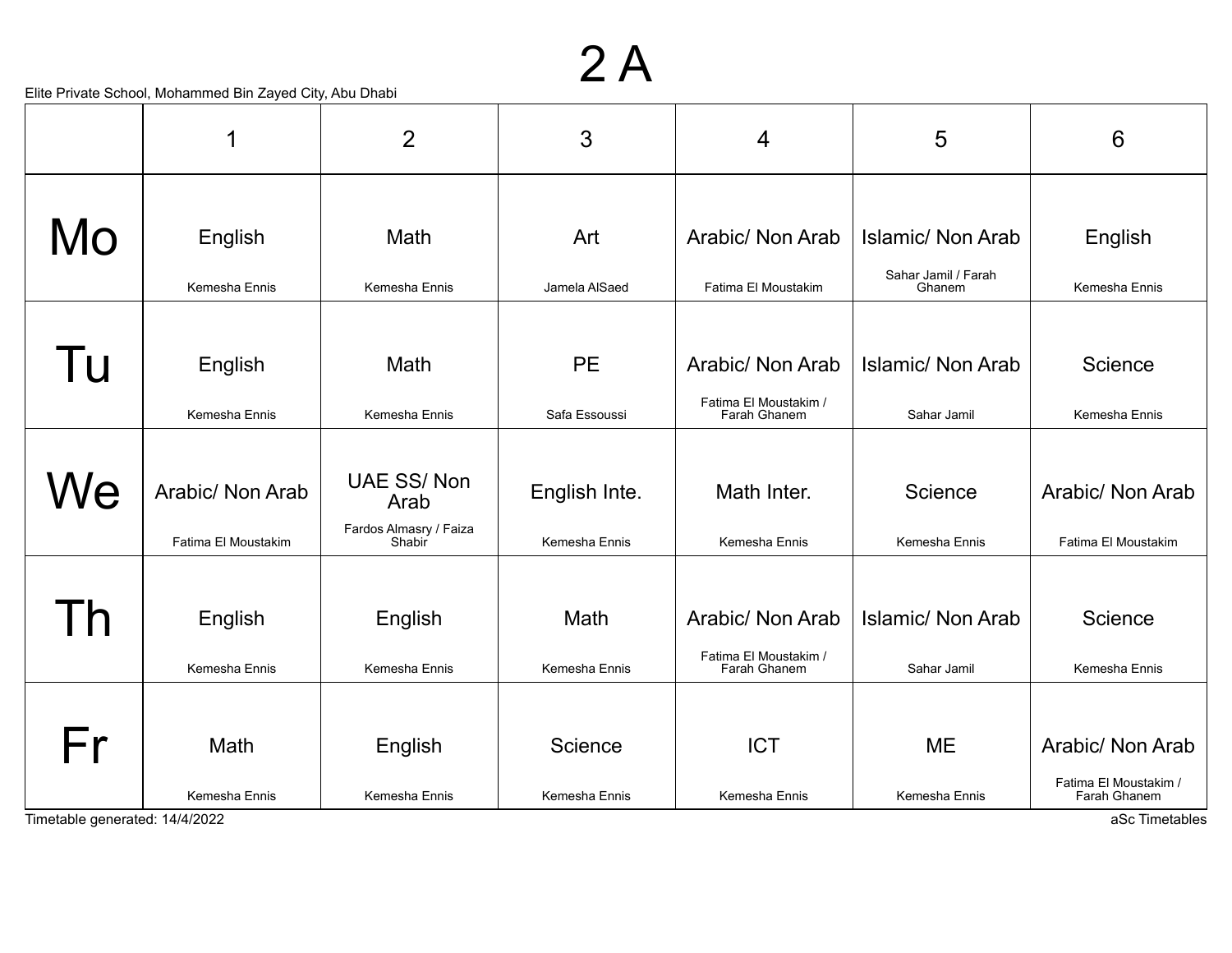# 2 A

Elite Private School, Mohammed Bin Zayed City, Abu Dhabi

| | 1 | 2 | 3 | 4 | 5 | 6 |
|---|---|---|---|---|---|---|
| Mo | English<br>Kemesha Ennis | Math<br>Kemesha Ennis | Art<br>Jamela AlSaed | Arabic/ Non Arab<br>Fatima El Moustakim | Islamic/ Non Arab<br>Sahar Jamil / Farah Ghanem | English<br>Kemesha Ennis |
| Tu | English<br>Kemesha Ennis | Math<br>Kemesha Ennis | PE<br>Safa Essoussi | Arabic/ Non Arab<br>Fatima El Moustakim / Farah Ghanem | Islamic/ Non Arab<br>Sahar Jamil | Science<br>Kemesha Ennis |
| We | Arabic/ Non Arab<br>Fatima El Moustakim | UAE SS/ Non Arab<br>Fardos Almasry / Faiza Shabir | English Inte.<br>Kemesha Ennis | Math Inter.<br>Kemesha Ennis | Science<br>Kemesha Ennis | Arabic/ Non Arab<br>Fatima El Moustakim |
| Th | English<br>Kemesha Ennis | English<br>Kemesha Ennis | Math<br>Kemesha Ennis | Arabic/ Non Arab<br>Fatima El Moustakim / Farah Ghanem | Islamic/ Non Arab<br>Sahar Jamil | Science<br>Kemesha Ennis |
| Fr | Math<br>Kemesha Ennis | English<br>Kemesha Ennis | Science<br>Kemesha Ennis | ICT<br>Kemesha Ennis | ME<br>Kemesha Ennis | Arabic/ Non Arab<br>Fatima El Moustakim / Farah Ghanem |

Timetable generated: 14/4/2022

aSc Timetables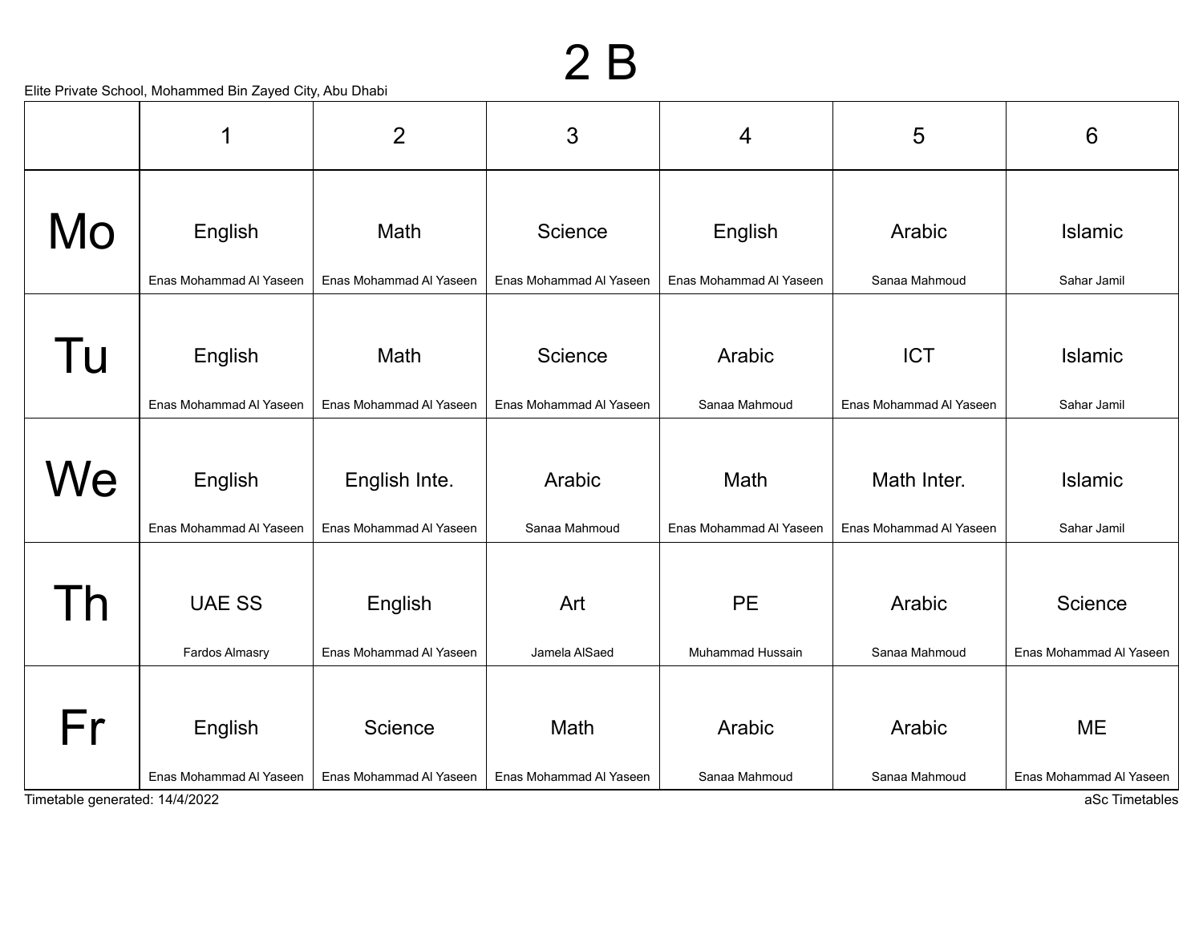# 2 B

Elite Private School, Mohammed Bin Zayed City, Abu Dhabi

| | 1 | 2 | 3 | 4 | 5 | 6 |
|---|---|---|---|---|---|---|
| Mo | English<br>Enas Mohammad Al Yaseen | Math<br>Enas Mohammad Al Yaseen | Science<br>Enas Mohammad Al Yaseen | English<br>Enas Mohammad Al Yaseen | Arabic<br>Sanaa Mahmoud | Islamic<br>Sahar Jamil |
| Tu | English<br>Enas Mohammad Al Yaseen | Math<br>Enas Mohammad Al Yaseen | Science<br>Enas Mohammad Al Yaseen | Arabic<br>Sanaa Mahmoud | ICT<br>Enas Mohammad Al Yaseen | Islamic<br>Sahar Jamil |
| We | English<br>Enas Mohammad Al Yaseen | English Inte.<br>Enas Mohammad Al Yaseen | Arabic<br>Sanaa Mahmoud | Math<br>Enas Mohammad Al Yaseen | Math Inter.<br>Enas Mohammad Al Yaseen | Islamic<br>Sahar Jamil |
| Th | UAE SS<br>Fardos Almasry | English<br>Enas Mohammad Al Yaseen | Art<br>Jamela AlSaed | PE<br>Muhammad Hussain | Arabic<br>Sanaa Mahmoud | Science<br>Enas Mohammad Al Yaseen |
| Fr | English<br>Enas Mohammad Al Yaseen | Science<br>Enas Mohammad Al Yaseen | Math<br>Enas Mohammad Al Yaseen | Arabic<br>Sanaa Mahmoud | Arabic<br>Sanaa Mahmoud | ME<br>Enas Mohammad Al Yaseen |

Timetable generated: 14/4/2022

aSc Timetables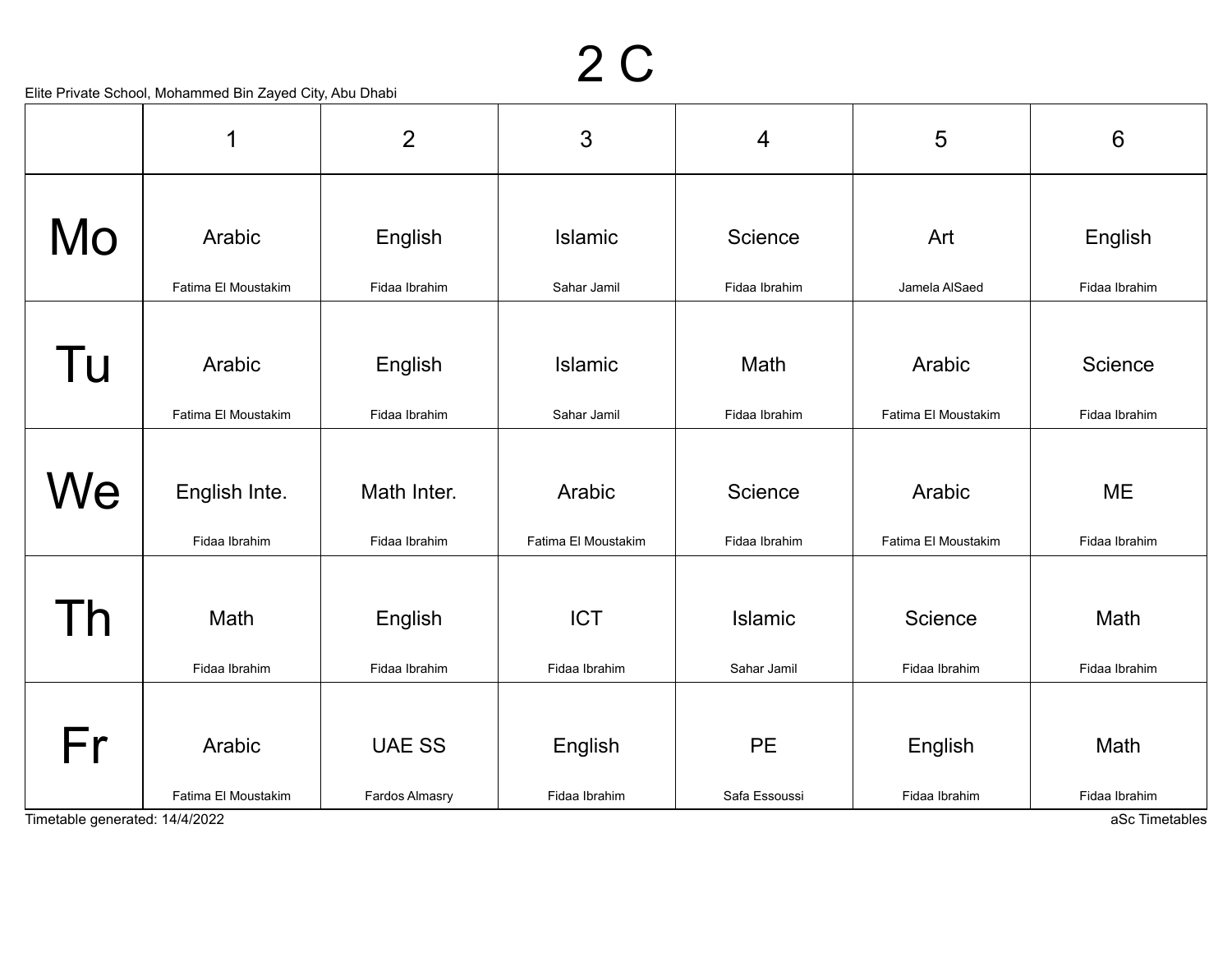# 2 C

Elite Private School, Mohammed Bin Zayed City, Abu Dhabi

| | 1 | 2 | 3 | 4 | 5 | 6 |
|---|---|---|---|---|---|---|
| Mo | Arabic<br>Fatima El Moustakim | English<br>Fidaa Ibrahim | Islamic<br>Sahar Jamil | Science<br>Fidaa Ibrahim | Art<br>Jamela AlSaed | English<br>Fidaa Ibrahim |
| Tu | Arabic<br>Fatima El Moustakim | English<br>Fidaa Ibrahim | Islamic<br>Sahar Jamil | Math<br>Fidaa Ibrahim | Arabic<br>Fatima El Moustakim | Science<br>Fidaa Ibrahim |
| We | English Inte.<br>Fidaa Ibrahim | Math Inter.<br>Fidaa Ibrahim | Arabic<br>Fatima El Moustakim | Science<br>Fidaa Ibrahim | Arabic<br>Fatima El Moustakim | ME<br>Fidaa Ibrahim |
| Th | Math<br>Fidaa Ibrahim | English<br>Fidaa Ibrahim | ICT<br>Fidaa Ibrahim | Islamic<br>Sahar Jamil | Science<br>Fidaa Ibrahim | Math<br>Fidaa Ibrahim |
| Fr | Arabic<br>Fatima El Moustakim | UAE SS<br>Fardos Almasry | English<br>Fidaa Ibrahim | PE<br>Safa Essoussi | English<br>Fidaa Ibrahim | Math<br>Fidaa Ibrahim |

Timetable generated: 14/4/2022

aSc Timetables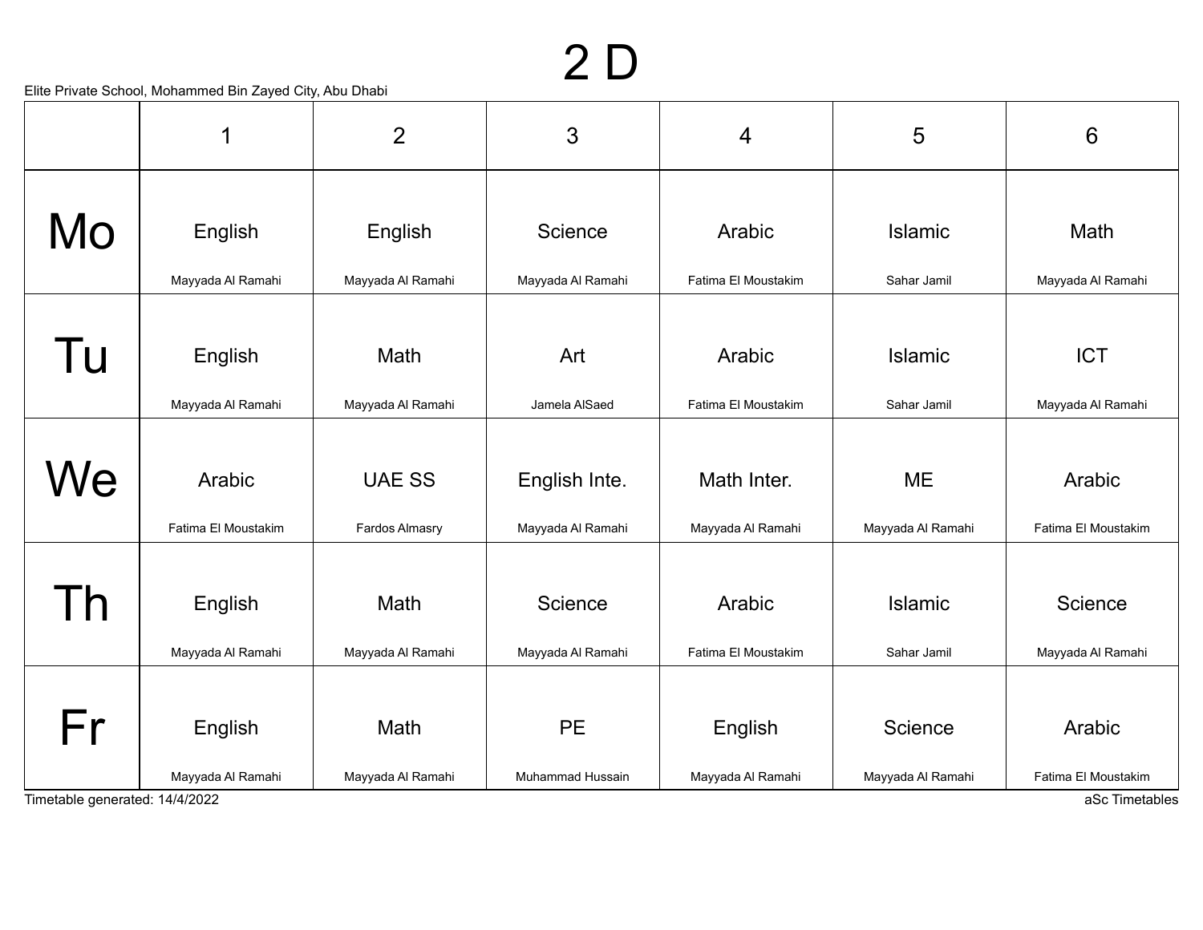# 2 D

Elite Private School, Mohammed Bin Zayed City, Abu Dhabi

| | 1 | 2 | 3 | 4 | 5 | 6 |
|---|---|---|---|---|---|---|
| Mo | English<br>Mayyada Al Ramahi | English<br>Mayyada Al Ramahi | Science<br>Mayyada Al Ramahi | Arabic<br>Fatima El Moustakim | Islamic<br>Sahar Jamil | Math<br>Mayyada Al Ramahi |
| Tu | English<br>Mayyada Al Ramahi | Math<br>Mayyada Al Ramahi | Art<br>Jamela AlSaed | Arabic<br>Fatima El Moustakim | Islamic<br>Sahar Jamil | ICT<br>Mayyada Al Ramahi |
| We | Arabic<br>Fatima El Moustakim | UAE SS<br>Fardos Almasry | English Inte.<br>Mayyada Al Ramahi | Math Inter.<br>Mayyada Al Ramahi | ME<br>Mayyada Al Ramahi | Arabic<br>Fatima El Moustakim |
| Th | English<br>Mayyada Al Ramahi | Math<br>Mayyada Al Ramahi | Science<br>Mayyada Al Ramahi | Arabic<br>Fatima El Moustakim | Islamic<br>Sahar Jamil | Science<br>Mayyada Al Ramahi |
| Fr | English<br>Mayyada Al Ramahi | Math<br>Mayyada Al Ramahi | PE<br>Muhammad Hussain | English<br>Mayyada Al Ramahi | Science<br>Mayyada Al Ramahi | Arabic<br>Fatima El Moustakim |

Timetable generated: 14/4/2022

aSc Timetables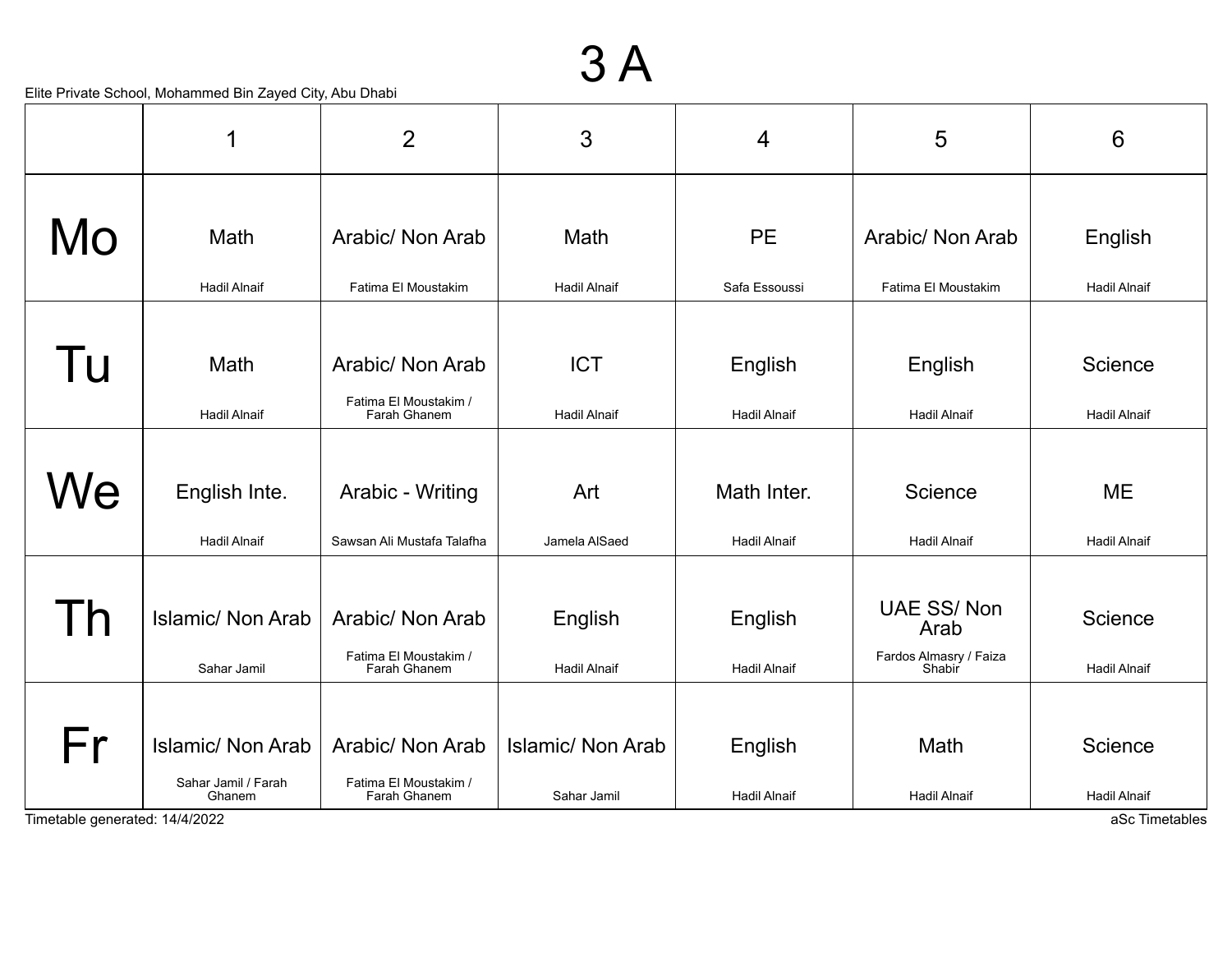# 3 A

Elite Private School, Mohammed Bin Zayed City, Abu Dhabi

| | 1 | 2 | 3 | 4 | 5 | 6 |
|---|---|---|---|---|---|---|
| Mo | Math<br>Hadil Alnaif | Arabic/ Non Arab<br>Fatima El Moustakim | Math<br>Hadil Alnaif | PE<br>Safa Essoussi | Arabic/ Non Arab<br>Fatima El Moustakim | English<br>Hadil Alnaif |
| Tu | Math<br>Hadil Alnaif | Arabic/ Non Arab<br>Fatima El Moustakim / Farah Ghanem | ICT<br>Hadil Alnaif | English<br>Hadil Alnaif | English<br>Hadil Alnaif | Science<br>Hadil Alnaif |
| We | English Inte.<br>Hadil Alnaif | Arabic - Writing<br>Sawsan Ali Mustafa Talafha | Art<br>Jamela AlSaed | Math Inter.<br>Hadil Alnaif | Science<br>Hadil Alnaif | ME<br>Hadil Alnaif |
| Th | Islamic/ Non Arab<br>Sahar Jamil | Arabic/ Non Arab<br>Fatima El Moustakim / Farah Ghanem | English<br>Hadil Alnaif | English<br>Hadil Alnaif | UAE SS/ Non Arab<br>Fardos Almasry / Faiza Shabir | Science<br>Hadil Alnaif |
| Fr | Islamic/ Non Arab<br>Sahar Jamil / Farah Ghanem | Arabic/ Non Arab<br>Fatima El Moustakim / Farah Ghanem | Islamic/ Non Arab<br>Sahar Jamil | English<br>Hadil Alnaif | Math<br>Hadil Alnaif | Science<br>Hadil Alnaif |

Timetable generated: 14/4/2022

aSc Timetables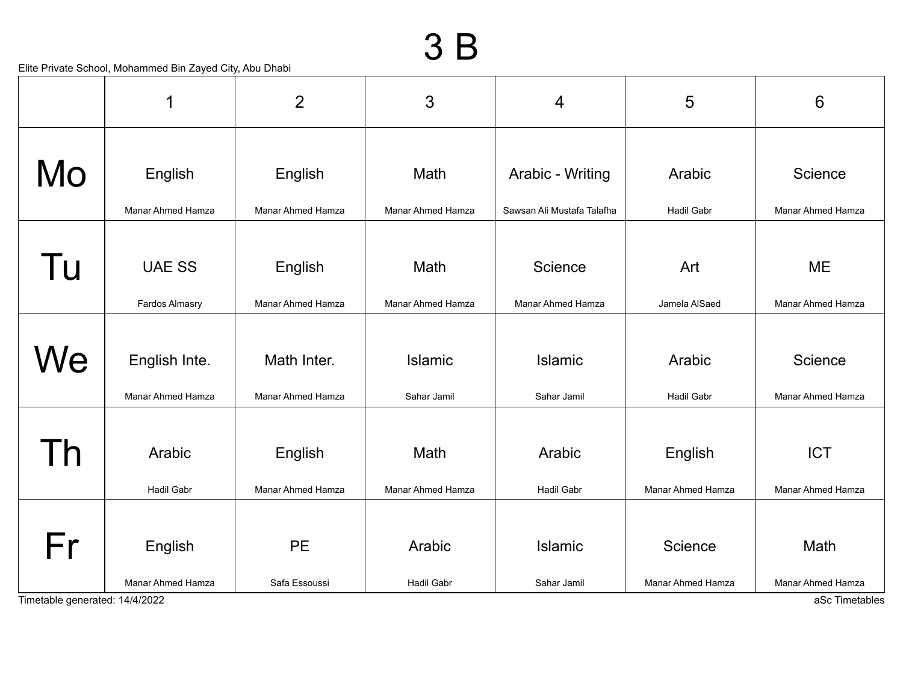# 3 B

Elite Private School, Mohammed Bin Zayed City, Abu Dhabi

| | 1 | 2 | 3 | 4 | 5 | 6 |
|---|---|---|---|---|---|---|
| Mo | English<br>Manar Ahmed Hamza | English<br>Manar Ahmed Hamza | Math<br>Manar Ahmed Hamza | Arabic - Writing<br>Sawsan Ali Mustafa Talafha | Arabic<br>Hadil Gabr | Science<br>Manar Ahmed Hamza |
| Tu | UAE SS<br>Fardos Almasry | English<br>Manar Ahmed Hamza | Math<br>Manar Ahmed Hamza | Science<br>Manar Ahmed Hamza | Art<br>Jamela AlSaed | ME<br>Manar Ahmed Hamza |
| We | English Inte.<br>Manar Ahmed Hamza | Math Inter.<br>Manar Ahmed Hamza | Islamic<br>Sahar Jamil | Islamic<br>Sahar Jamil | Arabic<br>Hadil Gabr | Science<br>Manar Ahmed Hamza |
| Th | Arabic<br>Hadil Gabr | English<br>Manar Ahmed Hamza | Math<br>Manar Ahmed Hamza | Arabic<br>Hadil Gabr | English<br>Manar Ahmed Hamza | ICT<br>Manar Ahmed Hamza |
| Fr | English<br>Manar Ahmed Hamza | PE<br>Safa Essoussi | Arabic<br>Hadil Gabr | Islamic<br>Sahar Jamil | Science<br>Manar Ahmed Hamza | Math<br>Manar Ahmed Hamza |

Timetable generated: 14/4/2022

aSc Timetables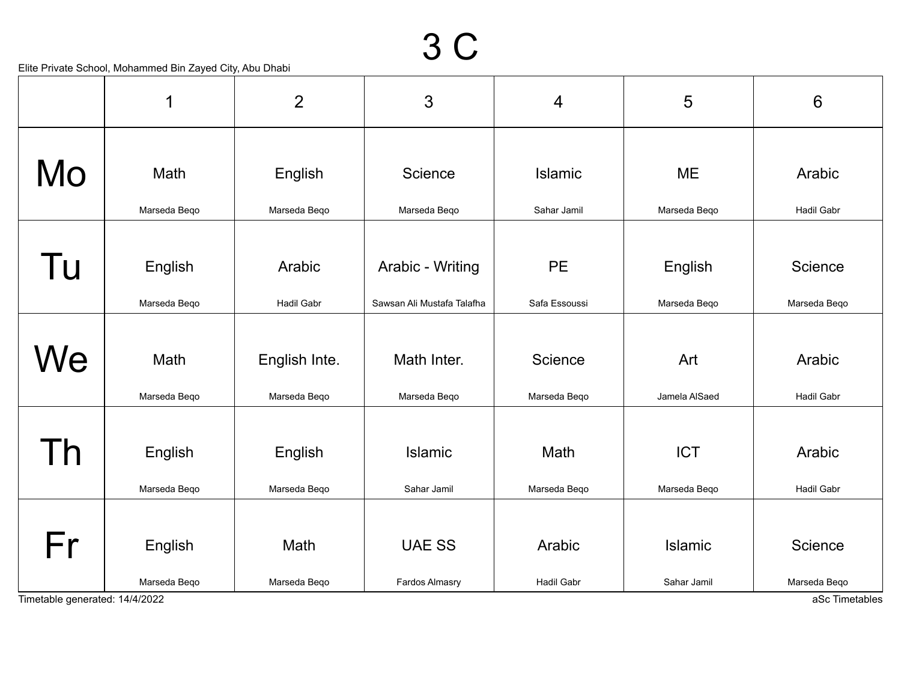# 3 C

Elite Private School, Mohammed Bin Zayed City, Abu Dhabi

| | 1 | 2 | 3 | 4 | 5 | 6 |
|---|---|---|---|---|---|---|
| Mo | Math<br>Marseda Beqo | English<br>Marseda Beqo | Science<br>Marseda Beqo | Islamic<br>Sahar Jamil | ME<br>Marseda Beqo | Arabic<br>Hadil Gabr |
| Tu | English<br>Marseda Beqo | Arabic<br>Hadil Gabr | Arabic - Writing<br>Sawsan Ali Mustafa Talafha | PE<br>Safa Essoussi | English<br>Marseda Beqo | Science<br>Marseda Beqo |
| We | Math<br>Marseda Beqo | English Inte.<br>Marseda Beqo | Math Inter.<br>Marseda Beqo | Science<br>Marseda Beqo | Art<br>Jamela AlSaed | Arabic<br>Hadil Gabr |
| Th | English<br>Marseda Beqo | English<br>Marseda Beqo | Islamic<br>Sahar Jamil | Math<br>Marseda Beqo | ICT<br>Marseda Beqo | Arabic<br>Hadil Gabr |
| Fr | English<br>Marseda Beqo | Math<br>Marseda Beqo | UAE SS<br>Fardos Almasry | Arabic<br>Hadil Gabr | Islamic<br>Sahar Jamil | Science<br>Marseda Beqo |

Timetable generated: 14/4/2022

aSc Timetables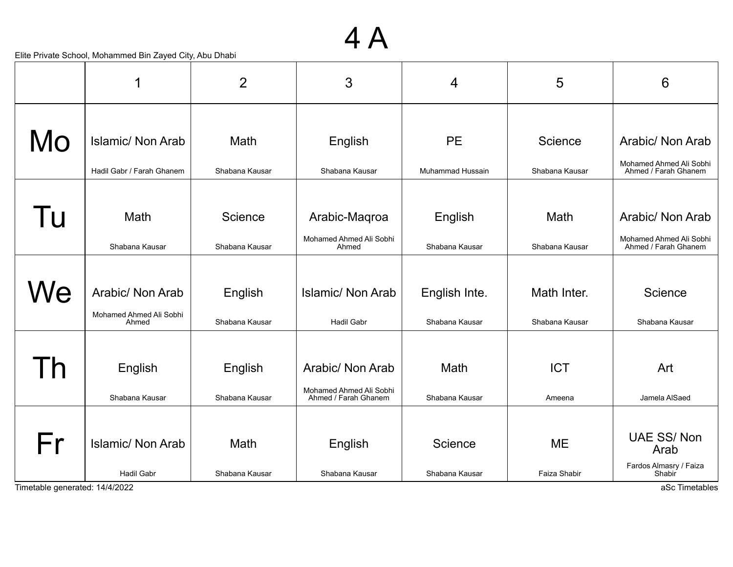# 4 A

Elite Private School, Mohammed Bin Zayed City, Abu Dhabi

| | 1 | 2 | 3 | 4 | 5 | 6 |
|---|---|---|---|---|---|---|
| Mo | Islamic/ Non Arab<br>Hadil Gabr / Farah Ghanem | Math<br>Shabana Kausar | English<br>Shabana Kausar | PE<br>Muhammad Hussain | Science<br>Shabana Kausar | Arabic/ Non Arab<br>Mohamed Ahmed Ali Sobhi Ahmed / Farah Ghanem |
| Tu | Math<br>Shabana Kausar | Science<br>Shabana Kausar | Arabic-Maqroa<br>Mohamed Ahmed Ali Sobhi Ahmed | English<br>Shabana Kausar | Math<br>Shabana Kausar | Arabic/ Non Arab<br>Mohamed Ahmed Ali Sobhi Ahmed / Farah Ghanem |
| We | Arabic/ Non Arab<br>Mohamed Ahmed Ali Sobhi Ahmed | English<br>Shabana Kausar | Islamic/ Non Arab<br>Hadil Gabr | English Inte.<br>Shabana Kausar | Math Inter.<br>Shabana Kausar | Science<br>Shabana Kausar |
| Th | English<br>Shabana Kausar | English<br>Shabana Kausar | Arabic/ Non Arab<br>Mohamed Ahmed Ali Sobhi Ahmed / Farah Ghanem | Math<br>Shabana Kausar | ICT<br>Ameena | Art<br>Jamela AlSaed |
| Fr | Islamic/ Non Arab<br>Hadil Gabr | Math<br>Shabana Kausar | English<br>Shabana Kausar | Science<br>Shabana Kausar | ME<br>Faiza Shabir | UAE SS/ Non Arab<br>Fardos Almasry / Faiza Shabir |

Timetable generated: 14/4/2022

aSc Timetables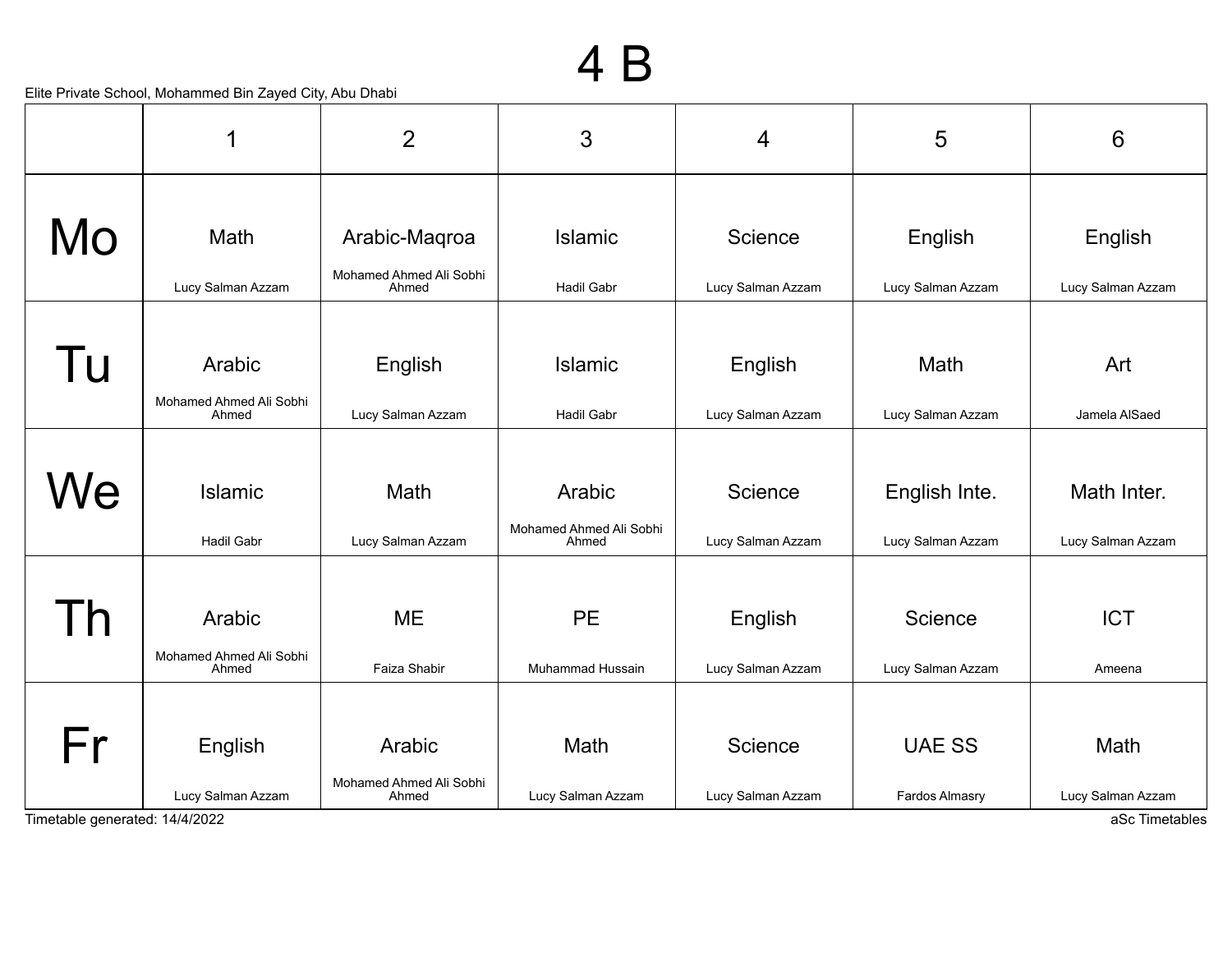# 4 B

Elite Private School, Mohammed Bin Zayed City, Abu Dhabi

| | 1 | 2 | 3 | 4 | 5 | 6 |
|---|---|---|---|---|---|---|
| Mo | Math<br>Lucy Salman Azzam | Arabic-Maqroa<br>Mohamed Ahmed Ali Sobhi Ahmed | Islamic<br>Hadil Gabr | Science<br>Lucy Salman Azzam | English<br>Lucy Salman Azzam | English<br>Lucy Salman Azzam |
| Tu | Arabic<br>Mohamed Ahmed Ali Sobhi Ahmed | English<br>Lucy Salman Azzam | Islamic<br>Hadil Gabr | English<br>Lucy Salman Azzam | Math<br>Lucy Salman Azzam | Art<br>Jamela AlSaed |
| We | Islamic<br>Hadil Gabr | Math<br>Lucy Salman Azzam | Arabic<br>Mohamed Ahmed Ali Sobhi Ahmed | Science<br>Lucy Salman Azzam | English Inte.<br>Lucy Salman Azzam | Math Inter.<br>Lucy Salman Azzam |
| Th | Arabic<br>Mohamed Ahmed Ali Sobhi Ahmed | ME<br>Faiza Shabir | PE<br>Muhammad Hussain | English<br>Lucy Salman Azzam | Science<br>Lucy Salman Azzam | ICT<br>Ameena |
| Fr | English<br>Lucy Salman Azzam | Arabic<br>Mohamed Ahmed Ali Sobhi Ahmed | Math<br>Lucy Salman Azzam | Science<br>Lucy Salman Azzam | UAE SS<br>Fardos Almasry | Math<br>Lucy Salman Azzam |

Timetable generated: 14/4/2022

aSc Timetables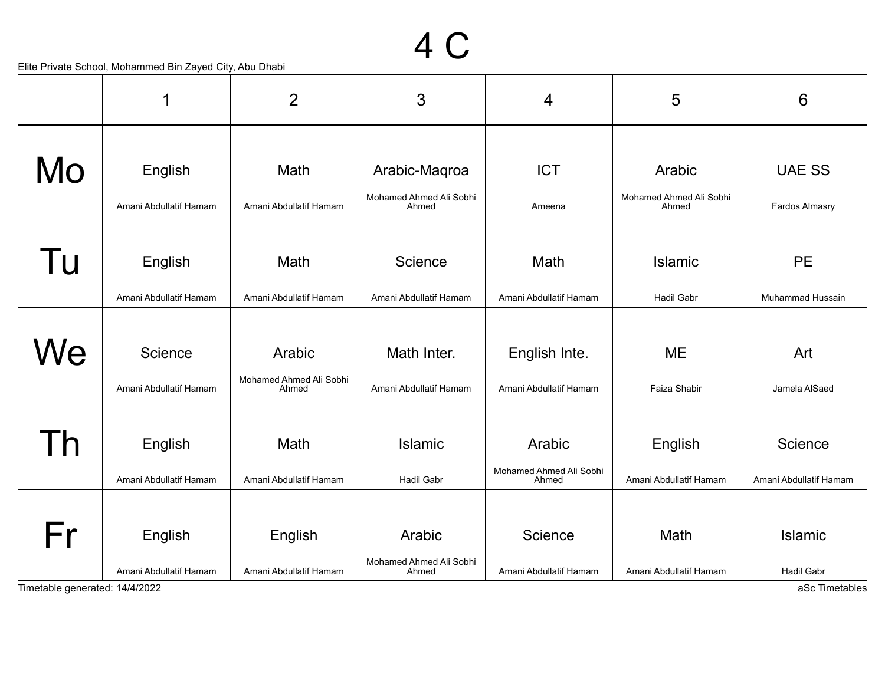# 4 C

Elite Private School, Mohammed Bin Zayed City, Abu Dhabi

| | 1 | 2 | 3 | 4 | 5 | 6 |
|---|---|---|---|---|---|---|
| Mo | English<br>Amani Abdullatif Hamam | Math<br>Amani Abdullatif Hamam | Arabic-Maqroa<br>Mohamed Ahmed Ali Sobhi Ahmed | ICT<br>Ameena | Arabic<br>Mohamed Ahmed Ali Sobhi Ahmed | UAE SS<br>Fardos Almasry |
| Tu | English<br>Amani Abdullatif Hamam | Math<br>Amani Abdullatif Hamam | Science<br>Amani Abdullatif Hamam | Math<br>Amani Abdullatif Hamam | Islamic<br>Hadil Gabr | PE<br>Muhammad Hussain |
| We | Science<br>Amani Abdullatif Hamam | Arabic<br>Mohamed Ahmed Ali Sobhi Ahmed | Math Inter.<br>Amani Abdullatif Hamam | English Inte.<br>Amani Abdullatif Hamam | ME<br>Faiza Shabir | Art<br>Jamela AlSaed |
| Th | English<br>Amani Abdullatif Hamam | Math<br>Amani Abdullatif Hamam | Islamic<br>Hadil Gabr | Arabic<br>Mohamed Ahmed Ali Sobhi Ahmed | English<br>Amani Abdullatif Hamam | Science<br>Amani Abdullatif Hamam |
| Fr | English<br>Amani Abdullatif Hamam | English<br>Amani Abdullatif Hamam | Arabic<br>Mohamed Ahmed Ali Sobhi Ahmed | Science<br>Amani Abdullatif Hamam | Math<br>Amani Abdullatif Hamam | Islamic<br>Hadil Gabr |

Timetable generated: 14/4/2022

aSc Timetables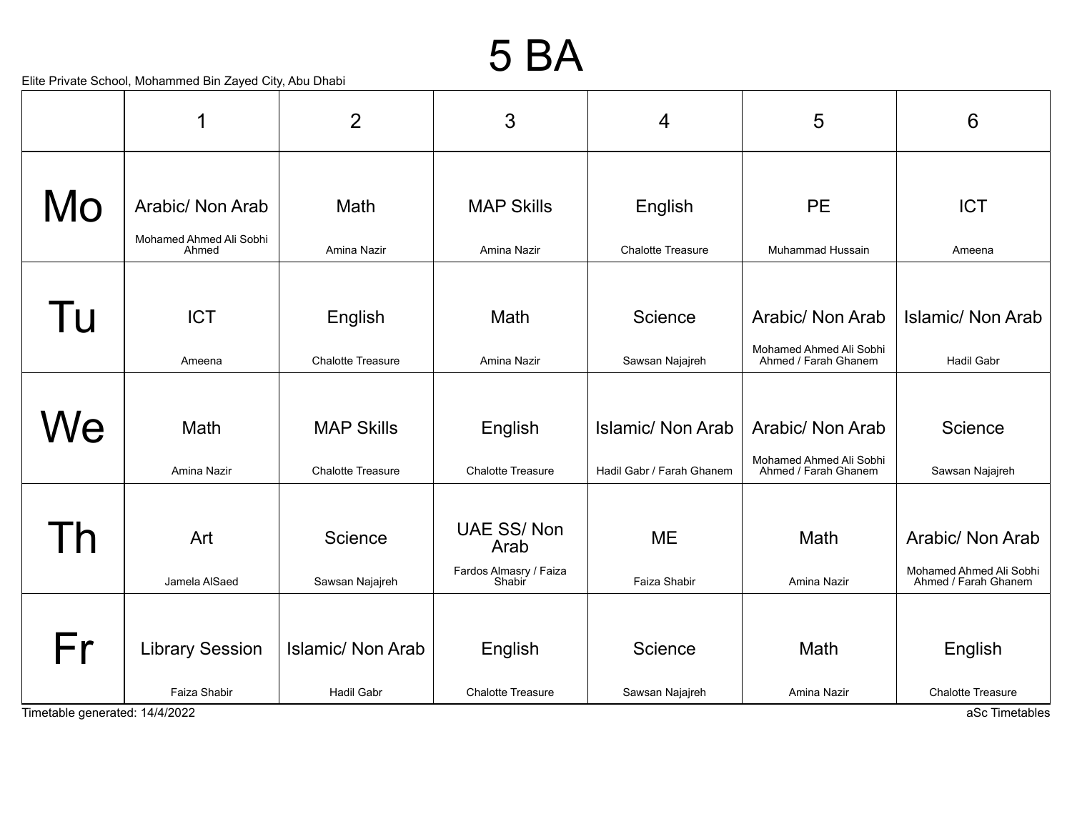# 5 BA

Elite Private School, Mohammed Bin Zayed City, Abu Dhabi

| | 1 | 2 | 3 | 4 | 5 | 6 |
|---|---|---|---|---|---|---|
| Mo | Arabic/ Non Arab<br>Mohamed Ahmed Ali Sobhi Ahmed | Math<br>Amina Nazir | MAP Skills<br>Amina Nazir | English<br>Chalotte Treasure | PE<br>Muhammad Hussain | ICT<br>Ameena |
| Tu | ICT<br>Ameena | English<br>Chalotte Treasure | Math<br>Amina Nazir | Science<br>Sawsan Najajreh | Arabic/ Non Arab<br>Mohamed Ahmed Ali Sobhi Ahmed / Farah Ghanem | Islamic/ Non Arab<br>Hadil Gabr |
| We | Math<br>Amina Nazir | MAP Skills<br>Chalotte Treasure | English<br>Chalotte Treasure | Islamic/ Non Arab<br>Hadil Gabr / Farah Ghanem | Arabic/ Non Arab<br>Mohamed Ahmed Ali Sobhi Ahmed / Farah Ghanem | Science<br>Sawsan Najajreh |
| Th | Art<br>Jamela AlSaed | Science<br>Sawsan Najajreh | UAE SS/ Non Arab<br>Fardos Almasry / Faiza Shabir | ME<br>Faiza Shabir | Math<br>Amina Nazir | Arabic/ Non Arab<br>Mohamed Ahmed Ali Sobhi Ahmed / Farah Ghanem |
| Fr | Library Session<br>Faiza Shabir | Islamic/ Non Arab<br>Hadil Gabr | English<br>Chalotte Treasure | Science<br>Sawsan Najajreh | Math<br>Amina Nazir | English<br>Chalotte Treasure |

Timetable generated: 14/4/2022

aSc Timetables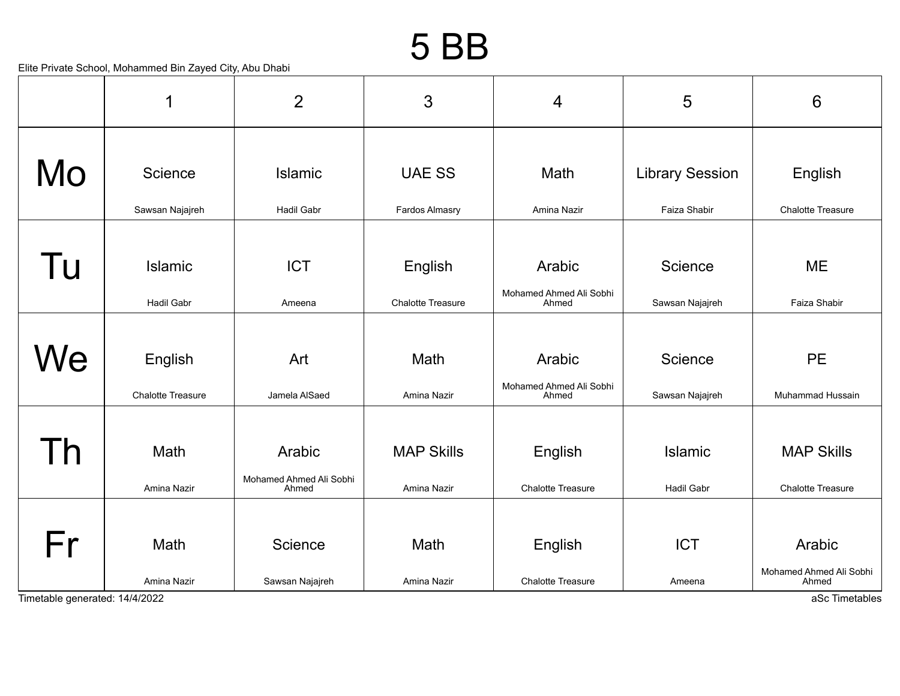# 5 BB

Elite Private School, Mohammed Bin Zayed City, Abu Dhabi

| | 1 | 2 | 3 | 4 | 5 | 6 |
|---|---|---|---|---|---|---|
| Mo | Science<br>Sawsan Najajreh | Islamic<br>Hadil Gabr | UAE SS<br>Fardos Almasry | Math<br>Amina Nazir | Library Session<br>Faiza Shabir | English<br>Chalotte Treasure |
| Tu | Islamic<br>Hadil Gabr | ICT<br>Ameena | English<br>Chalotte Treasure | Arabic<br>Mohamed Ahmed Ali Sobhi Ahmed | Science<br>Sawsan Najajreh | ME<br>Faiza Shabir |
| We | English<br>Chalotte Treasure | Art<br>Jamela AlSaed | Math<br>Amina Nazir | Arabic<br>Mohamed Ahmed Ali Sobhi Ahmed | Science<br>Sawsan Najajreh | PE<br>Muhammad Hussain |
| Th | Math<br>Amina Nazir | Arabic<br>Mohamed Ahmed Ali Sobhi Ahmed | MAP Skills<br>Amina Nazir | English<br>Chalotte Treasure | Islamic<br>Hadil Gabr | MAP Skills<br>Chalotte Treasure |
| Fr | Math<br>Amina Nazir | Science<br>Sawsan Najajreh | Math<br>Amina Nazir | English<br>Chalotte Treasure | ICT<br>Ameena | Arabic<br>Mohamed Ahmed Ali Sobhi Ahmed |

Timetable generated: 14/4/2022

aSc Timetables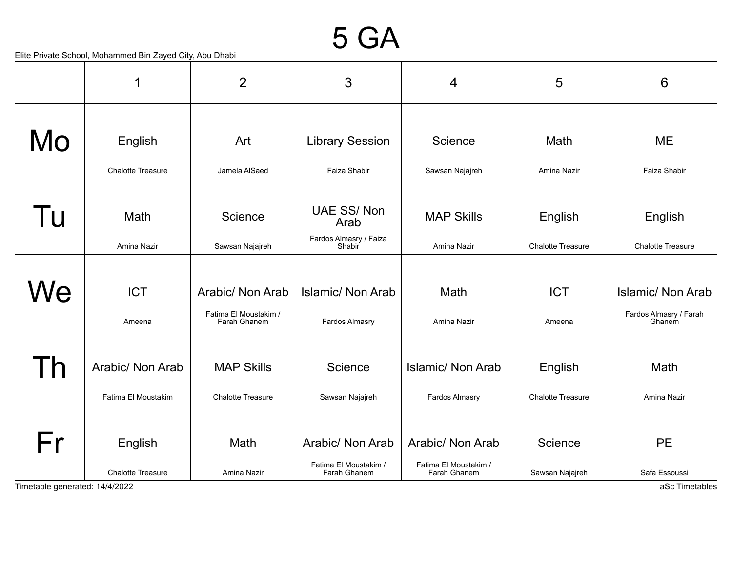# 5 GA

Elite Private School, Mohammed Bin Zayed City, Abu Dhabi

| | 1 | 2 | 3 | 4 | 5 | 6 |
|---|---|---|---|---|---|---|
| Mo | English<br>Chalotte Treasure | Art<br>Jamela AlSaed | Library Session<br>Faiza Shabir | Science<br>Sawsan Najajreh | Math<br>Amina Nazir | ME<br>Faiza Shabir |
| Tu | Math<br>Amina Nazir | Science<br>Sawsan Najajreh | UAE SS/ Non Arab<br>Fardos Almasry / Faiza Shabir | MAP Skills<br>Amina Nazir | English<br>Chalotte Treasure | English<br>Chalotte Treasure |
| We | ICT<br>Ameena | Arabic/ Non Arab<br>Fatima El Moustakim / Farah Ghanem | Islamic/ Non Arab<br>Fardos Almasry | Math<br>Amina Nazir | ICT<br>Ameena | Islamic/ Non Arab<br>Fardos Almasry / Farah Ghanem |
| Th | Arabic/ Non Arab<br>Fatima El Moustakim | MAP Skills<br>Chalotte Treasure | Science<br>Sawsan Najajreh | Islamic/ Non Arab<br>Fardos Almasry | English<br>Chalotte Treasure | Math<br>Amina Nazir |
| Fr | English<br>Chalotte Treasure | Math<br>Amina Nazir | Arabic/ Non Arab<br>Fatima El Moustakim / Farah Ghanem | Arabic/ Non Arab<br>Fatima El Moustakim / Farah Ghanem | Science<br>Sawsan Najajreh | PE<br>Safa Essoussi |

Timetable generated: 14/4/2022

aSc Timetables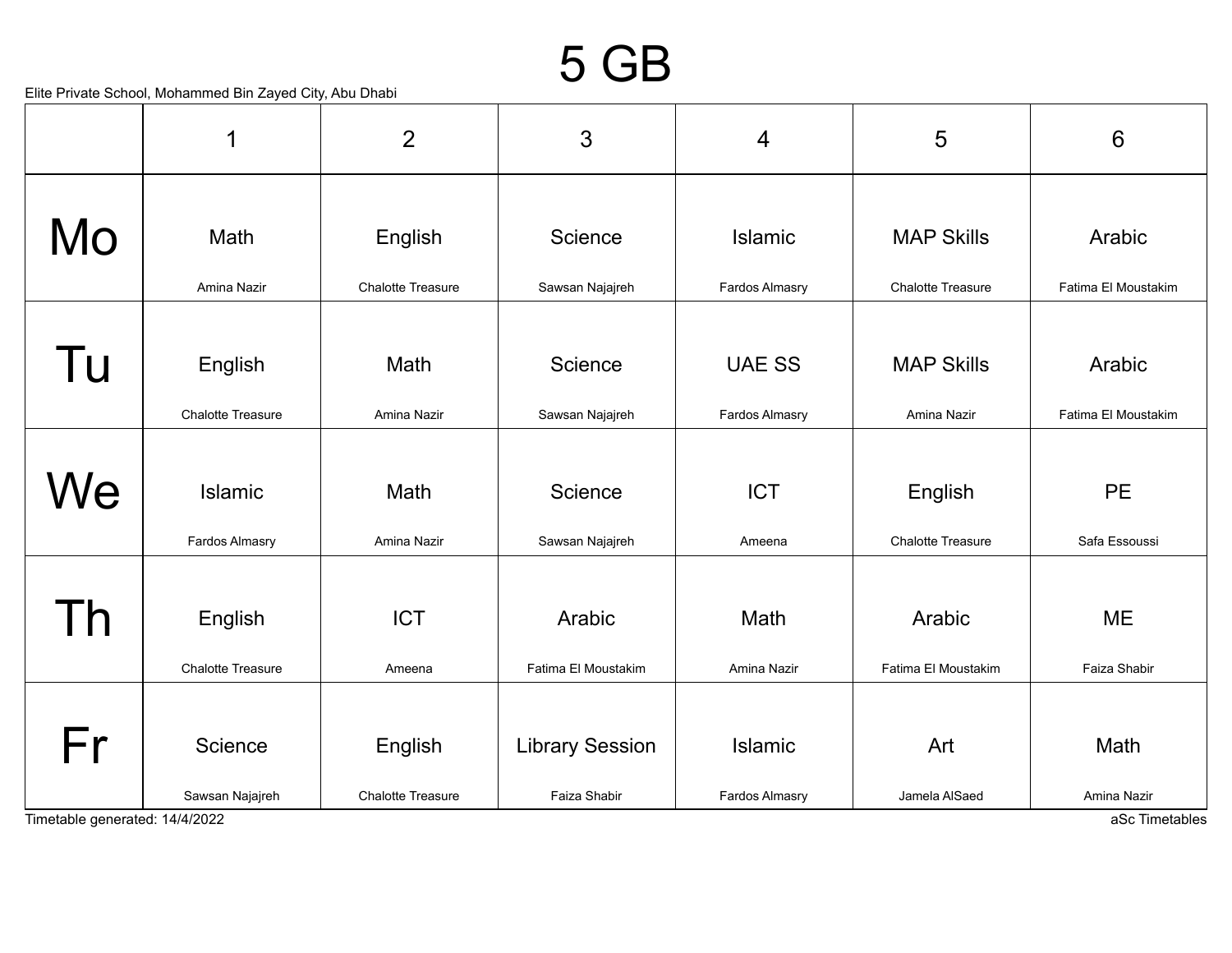# 5 GB

Elite Private School, Mohammed Bin Zayed City, Abu Dhabi

| | 1 | 2 | 3 | 4 | 5 | 6 |
|---|---|---|---|---|---|---|
| Mo | Math<br>Amina Nazir | English<br>Chalotte Treasure | Science<br>Sawsan Najajreh | Islamic<br>Fardos Almasry | MAP Skills<br>Chalotte Treasure | Arabic<br>Fatima El Moustakim |
| Tu | English<br>Chalotte Treasure | Math<br>Amina Nazir | Science<br>Sawsan Najajreh | UAE SS<br>Fardos Almasry | MAP Skills<br>Amina Nazir | Arabic<br>Fatima El Moustakim |
| We | Islamic<br>Fardos Almasry | Math<br>Amina Nazir | Science<br>Sawsan Najajreh | ICT<br>Ameena | English<br>Chalotte Treasure | PE<br>Safa Essoussi |
| Th | English<br>Chalotte Treasure | ICT<br>Ameena | Arabic<br>Fatima El Moustakim | Math<br>Amina Nazir | Arabic<br>Fatima El Moustakim | ME<br>Faiza Shabir |
| Fr | Science<br>Sawsan Najajreh | English<br>Chalotte Treasure | Library Session<br>Faiza Shabir | Islamic<br>Fardos Almasry | Art<br>Jamela AlSaed | Math<br>Amina Nazir |

Timetable generated: 14/4/2022

aSc Timetables